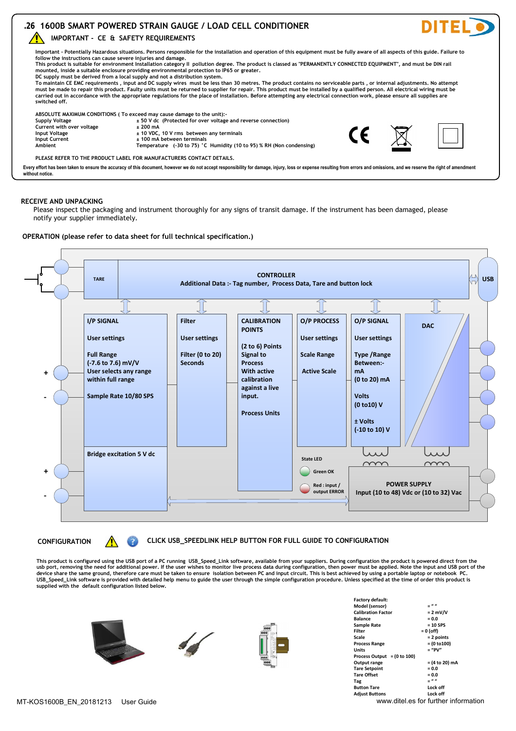## .26 1600B SMART POWERED STRAIN GAUGE / LOAD CELL CONDITIONER

DITEL

### IMPORTANT - CE & SAFETY REQUIREMENTS

Important - Potentially Hazardous situations. Persons responsible for the installation and operation of this equipment must be fully aware of all aspects of this guide. Failure to follow the instructions can cause severe injuries and damage.
This product is suitable for environment installation category II pollution degree. The product is classed as "PERMANENTLY CONNECTED EQUIPMENT", and must be DIN rail mounted, inside a suitable enclosure providing environmental protection to IP65 or greater.
DC supply must be derived from a local supply and not a distribution system.
To maintain CE EMC requirements , input and DC supply wires must be less than 30 metres. The product contains no serviceable parts , or internal adjustments. No attempt must be made to repair this product. Faulty units must be returned to supplier for repair. This product must be installed by a qualified person. All electrical wiring must be carried out in accordance with the appropriate regulations for the place of installation. Before attempting any electrical connection work, please ensure all supplies are switched off.

ABSOLUTE MAXIMUM CONDITIONS ( To exceed may cause damage to the unit):-

| | |
|---|---|
| Supply Voltage | ± 50 V dc (Protected for over voltage and reverse connection) |
| Current with over voltage | ± 200 mA |
| Input Voltage | ± 10 VDC, 10 V rms between any terminals |
| Input Current | ± 100 mA between terminals |
| Ambient | Temperature (-30 to 75) °C Humidity (10 to 95) % RH (Non condensing) |

PLEASE REFER TO THE PRODUCT LABEL FOR MANUFACTURERS CONTACT DETAILS.

Every effort has been taken to ensure the accuracy of this document, however we do not accept responsibility for damage, injury, loss or expense resulting from errors and omissions, and we reserve the right of amendment without notice.

### RECEIVE AND UNPACKING

Please inspect the packaging and instrument thoroughly for any signs of transit damage. If the instrument has been damaged, please notify your supplier immediately.

### OPERATION (please refer to data sheet for full technical specification.)

TARE

CONTROLLER
Additional Data :- Tag number, Process Data, Tare and button lock

USB

**I/P SIGNAL**
User settings
Full Range
(-7.6 to 7.6) mV/V
User selects any range within full range
Sample Rate 10/80 SPS

**Filter**
User settings
Filter (0 to 20) Seconds

**CALIBRATION POINTS**
(2 to 6) Points
Signal to Process
With active calibration against a live input.
Process Units

**O/P PROCESS**
User settings
Scale Range
Active Scale

**O/P SIGNAL**
User settings
Type /Range Between:-
mA
(0 to 20) mA
Volts
(0 to10) V
± Volts
(-10 to 10) V

**DAC**

Bridge excitation 5 V dc

State LED
Green OK
Red : input / output ERROR

POWER SUPPLY
Input (10 to 48) Vdc or (10 to 32) Vac

### CONFIGURATION

CLICK USB_SPEEDLINK HELP BUTTON FOR FULL GUIDE TO CONFIGURATION

This product is configured using the USB port of a PC running USB_Speed_Link software, available from your suppliers. During configuration the product is powered direct from the usb port, removing the need for additional power. If the user wishes to monitor live process data during configuration, then power must be applied. Note the input and USB port of the device share the same ground, therefore care must be taken to ensure isolation between PC and input circuit. This is best achieved by using a portable laptop or notebook PC. USB_Speed_Link software is provided with detailed help menu to guide the user through the simple configuration procedure. Unless specified at the time of order this product is supplied with the default configuration listed below.

Factory default:

| | |
|---|---|
| Model (sensor) | = " " |
| Calibration Factor | = 2 mV/V |
| Balance | = 0.0 |
| Sample Rate | = 10 SPS |
| Filter | = 0 (off) |
| Scale | = 2 points |
| Process Range | = (0 to100) |
| Units | = "PV" |
| Process Output | = (0 to 100) |
| Output range | = (4 to 20) mA |
| Tare Setpoint | = 0.0 |
| Tare Offset | = 0.0 |
| Tag | = " " |
| Button Tare | Lock off |
| Adjust Buttons | Lock off |

MT-KOS1600B_EN_20181213 User Guide

www.ditel.es for further information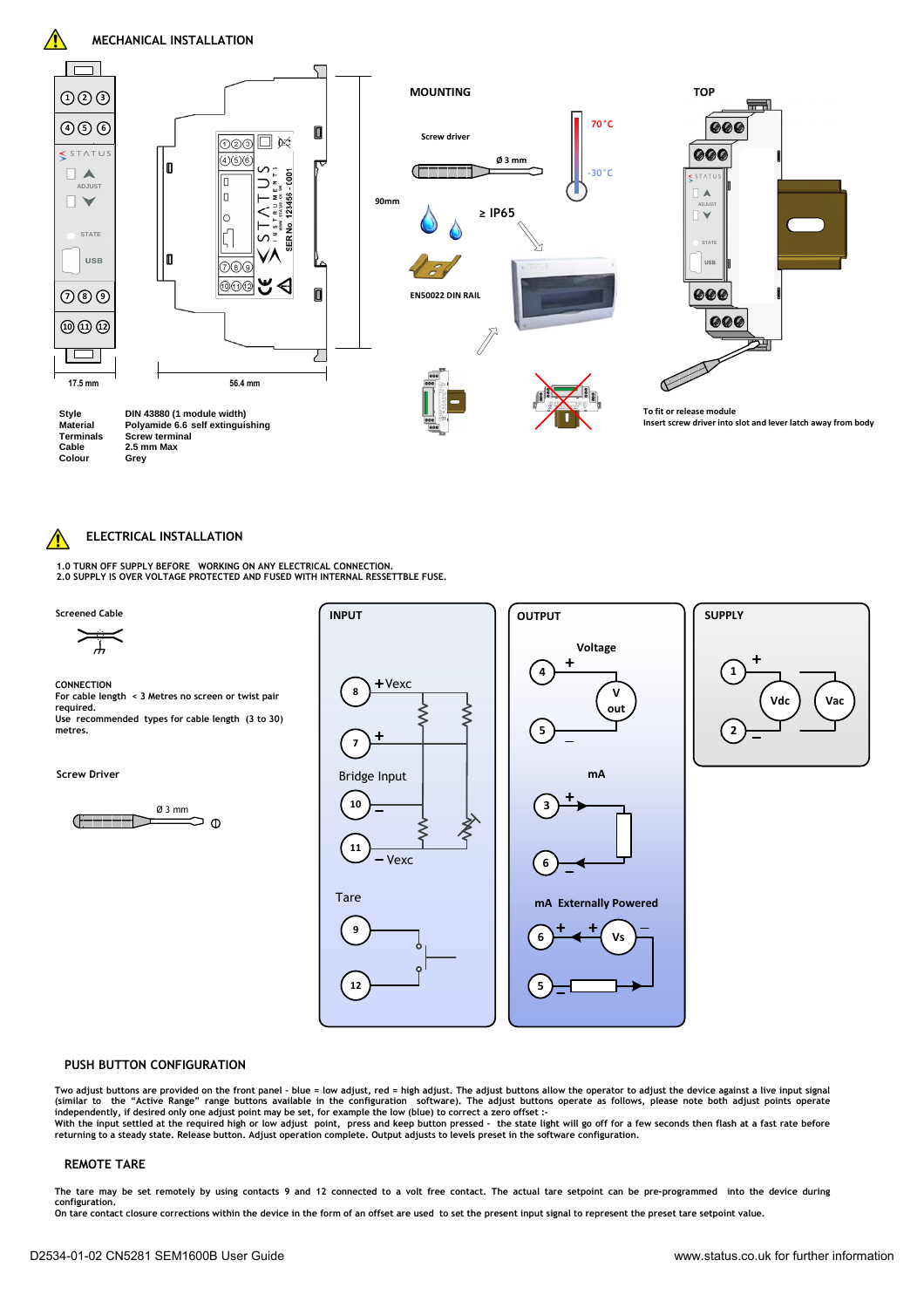## MECHANICAL INSTALLATION

17.5 mm

56.4 mm

90mm

MOUNTING

Screw driver

Ø 3 mm

70 °C

-30 °C

≥ IP65

EN50022 DIN RAIL

TOP

To fit or release module
Insert screw driver into slot and lever latch away from body

| | |
|---|---|
| Style | DIN 43880 (1 module width) |
| Material | Polyamide 6.6 self extinguishing |
| Terminals | Screw terminal |
| Cable | 2.5 mm Max |
| Colour | Grey |

## ELECTRICAL INSTALLATION

1.0 TURN OFF SUPPLY BEFORE WORKING ON ANY ELECTRICAL CONNECTION.
2.0 SUPPLY IS OVER VOLTAGE PROTECTED AND FUSED WITH INTERNAL RESSETTBLE FUSE.

Screened Cable

CONNECTION
For cable length < 3 Metres no screen or twist pair required.
Use recommended types for cable length (3 to 30) metres.

Screw Driver

Ø 3 mm

INPUT

8 +Vexc

7 +

Bridge Input

10 –

11 – Vexc

Tare

9

12

OUTPUT

Voltage

4 +

V out

5 –

mA

3 +

6 –

mA Externally Powered

6 + + Vs –

5 –

SUPPLY

1 +

Vdc

Vac

2 –

## PUSH BUTTON CONFIGURATION

Two adjust buttons are provided on the front panel - blue = low adjust, red = high adjust. The adjust buttons allow the operator to adjust the device against a live input signal (similar to the "Active Range" range buttons available in the configuration software). The adjust buttons operate as follows, please note both adjust points operate independently, if desired only one adjust point may be set, for example the low (blue) to correct a zero offset :-
With the input settled at the required high or low adjust point, press and keep button pressed - the state light will go off for a few seconds then flash at a fast rate before returning to a steady state. Release button. Adjust operation complete. Output adjusts to levels preset in the software configuration.

## REMOTE TARE

The tare may be set remotely by using contacts 9 and 12 connected to a volt free contact. The actual tare setpoint can be pre-programmed into the device during configuration.
On tare contact closure corrections within the device in the form of an offset are used to set the present input signal to represent the preset tare setpoint value.

D2534-01-02 CN5281 SEM1600B User Guide

www.status.co.uk for further information